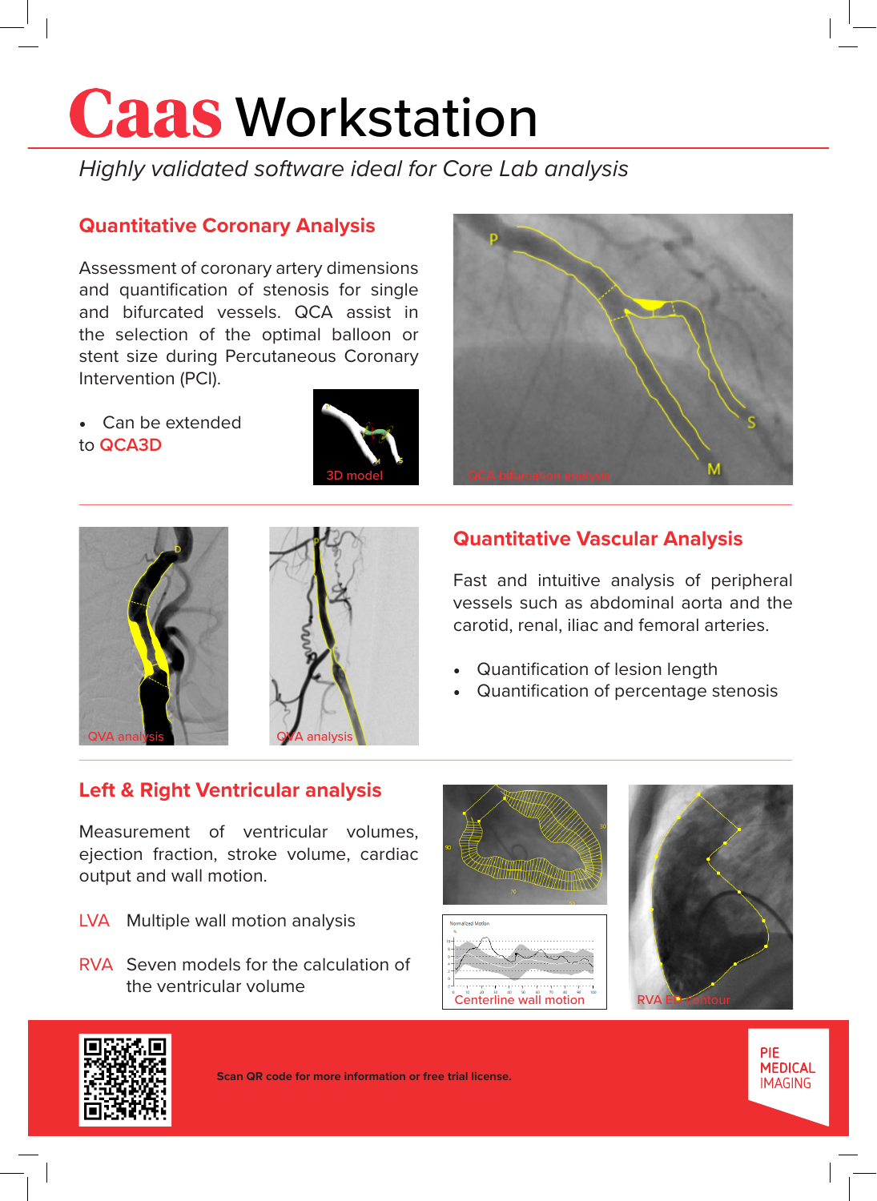# Caas Workstation

*Highly validated software ideal for Core Lab analysis*

## Quantitative Coronary Analysis

Assessment of coronary artery dimensions and quantification of stenosis for single and bifurcated vessels. QCA assist in the selection of the optimal balloon or stent size during Percutaneous Coronary Intervention (PCI).

- Can be extended to **QCA3D**

3D model

QCA bifurcation analysis

QVA analysis

QVA analysis

## Quantitative Vascular Analysis

Fast and intuitive analysis of peripheral vessels such as abdominal aorta and the carotid, renal, iliac and femoral arteries.

- Quantification of lesion length
- Quantification of percentage stenosis

## Left & Right Ventricular analysis

Measurement of ventricular volumes, ejection fraction, stroke volume, cardiac output and wall motion.

**LVA** Multiple wall motion analysis

**RVA** Seven models for the calculation of the ventricular volume

Centerline wall motion

RVA ED contour

**Scan QR code for more information or free trial license.**

PIE MEDICAL IMAGING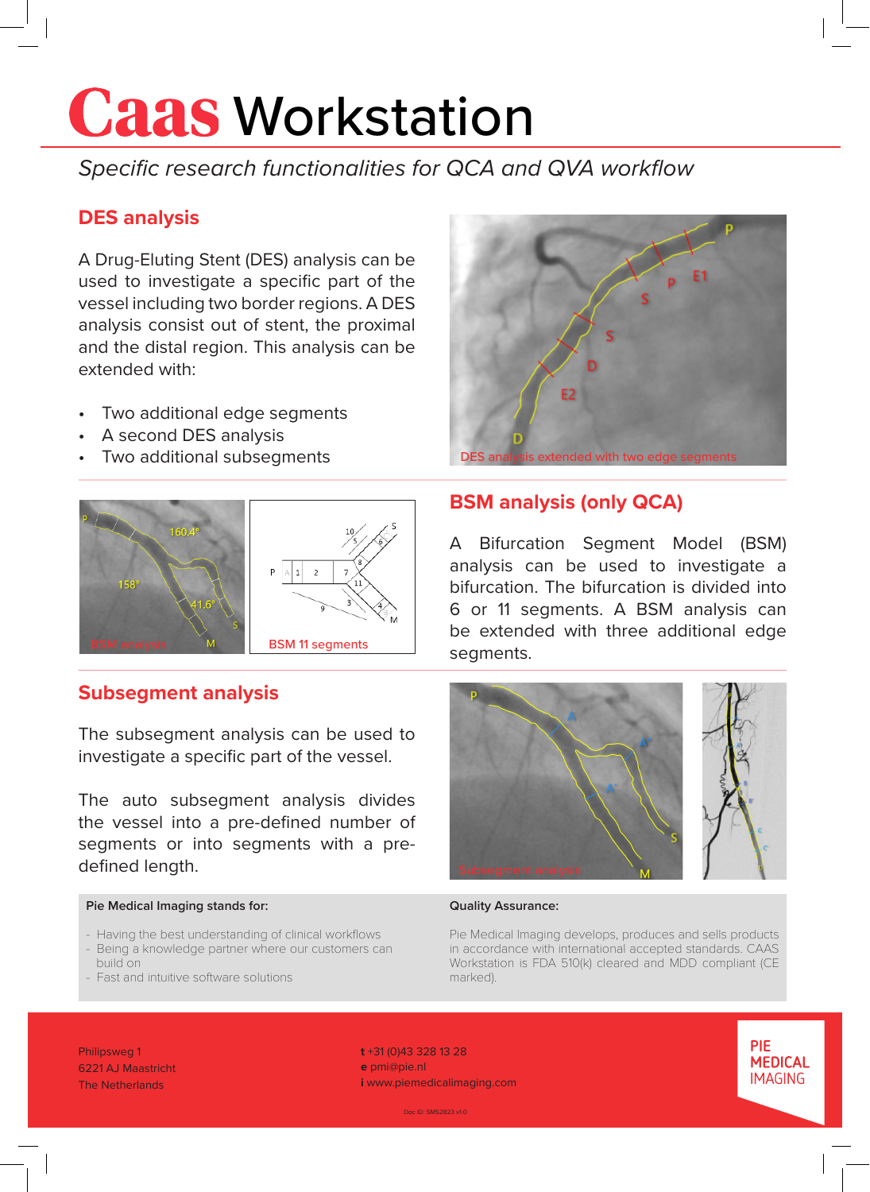# Caas Workstation

*Specific research functionalities for QCA and QVA workflow*

## DES analysis

A Drug-Eluting Stent (DES) analysis can be used to investigate a specific part of the vessel including two border regions. A DES analysis consist out of stent, the proximal and the distal region. This analysis can be extended with:

- Two additional edge segments
- A second DES analysis
- Two additional subsegments

DES analysis extended with two edge segments

BSM analysis

BSM 11 segments

## BSM analysis (only QCA)

A Bifurcation Segment Model (BSM) analysis can be used to investigate a bifurcation. The bifurcation is divided into 6 or 11 segments. A BSM analysis can be extended with three additional edge segments.

## Subsegment analysis

The subsegment analysis can be used to investigate a specific part of the vessel.

The auto subsegment analysis divides the vessel into a pre-defined number of segments or into segments with a pre-defined length.

Subsegment analysis

**Pie Medical Imaging stands for:**

- Having the best understanding of clinical workflows
- Being a knowledge partner where our customers can build on
- Fast and intuitive software solutions

**Quality Assurance:**

Pie Medical Imaging develops, produces and sells products in accordance with international accepted standards. CAAS Workstation is FDA 510(k) cleared and MDD compliant (CE marked).

Philipsweg 1
6221 AJ Maastricht
The Netherlands

**t** +31 (0)43 328 13 28
**e** pmi@pie.nl
**i** www.piemedicalimaging.com

Doc ID: SMS2823 v1.0

PIE MEDICAL IMAGING